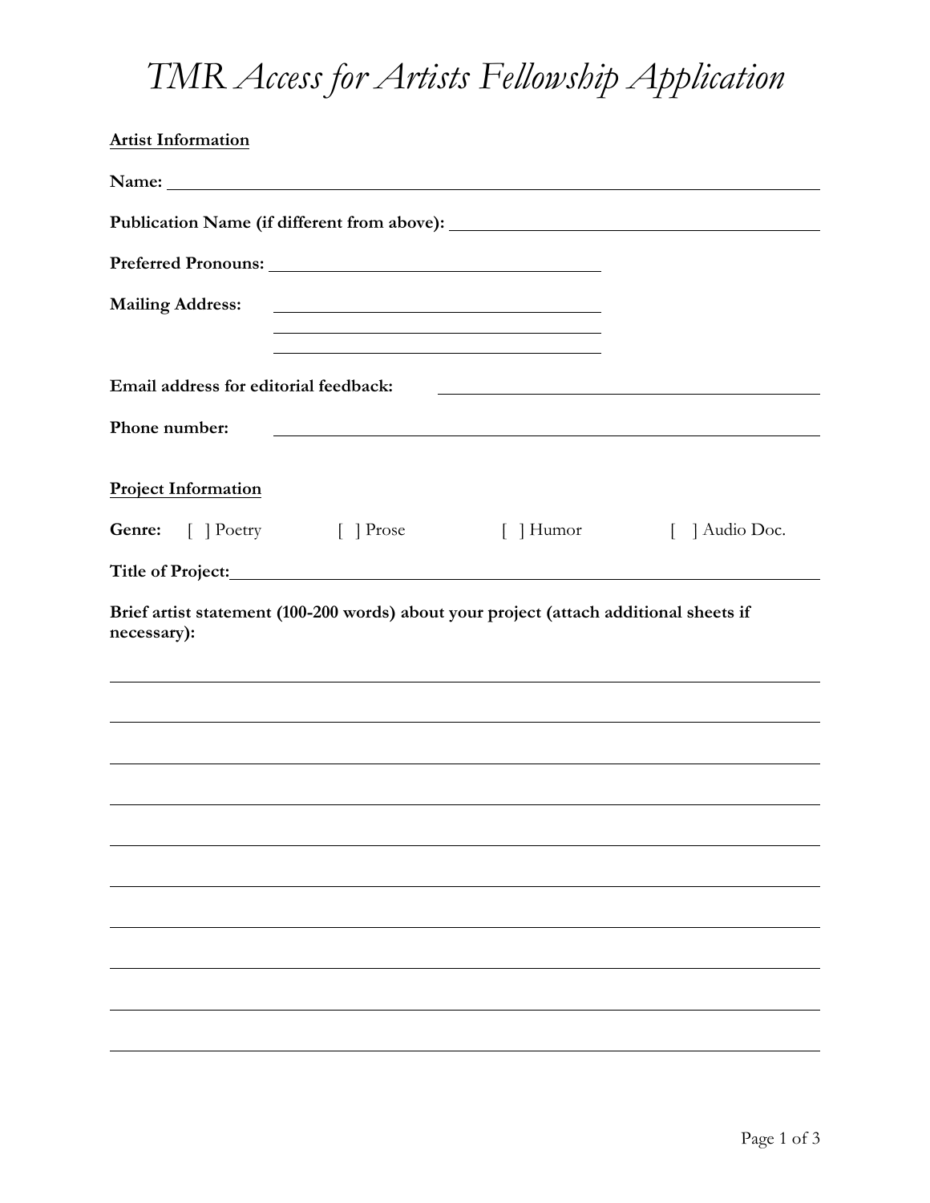# *TMR Access for Artists Fellowship Application*

**Artist Information**

**Name:** ____________________________________________

**Publication Name (if different from above):** ____________________________________________

**Preferred Pronouns:** ____________________________________________

**Mailing Address:** ____________________________________________
____________________________________________
____________________________________________

**Email address for editorial feedback:** ____________________________________________

**Phone number:** ____________________________________________

**Project Information**

**Genre:** [ ] Poetry [ ] Prose [ ] Humor [ ] Audio Doc.

**Title of Project:** ____________________________________________

**Brief artist statement (100-200 words) about your project (attach additional sheets if necessary):**

____________________________________________

____________________________________________

____________________________________________

____________________________________________

____________________________________________

____________________________________________

____________________________________________

____________________________________________

____________________________________________

____________________________________________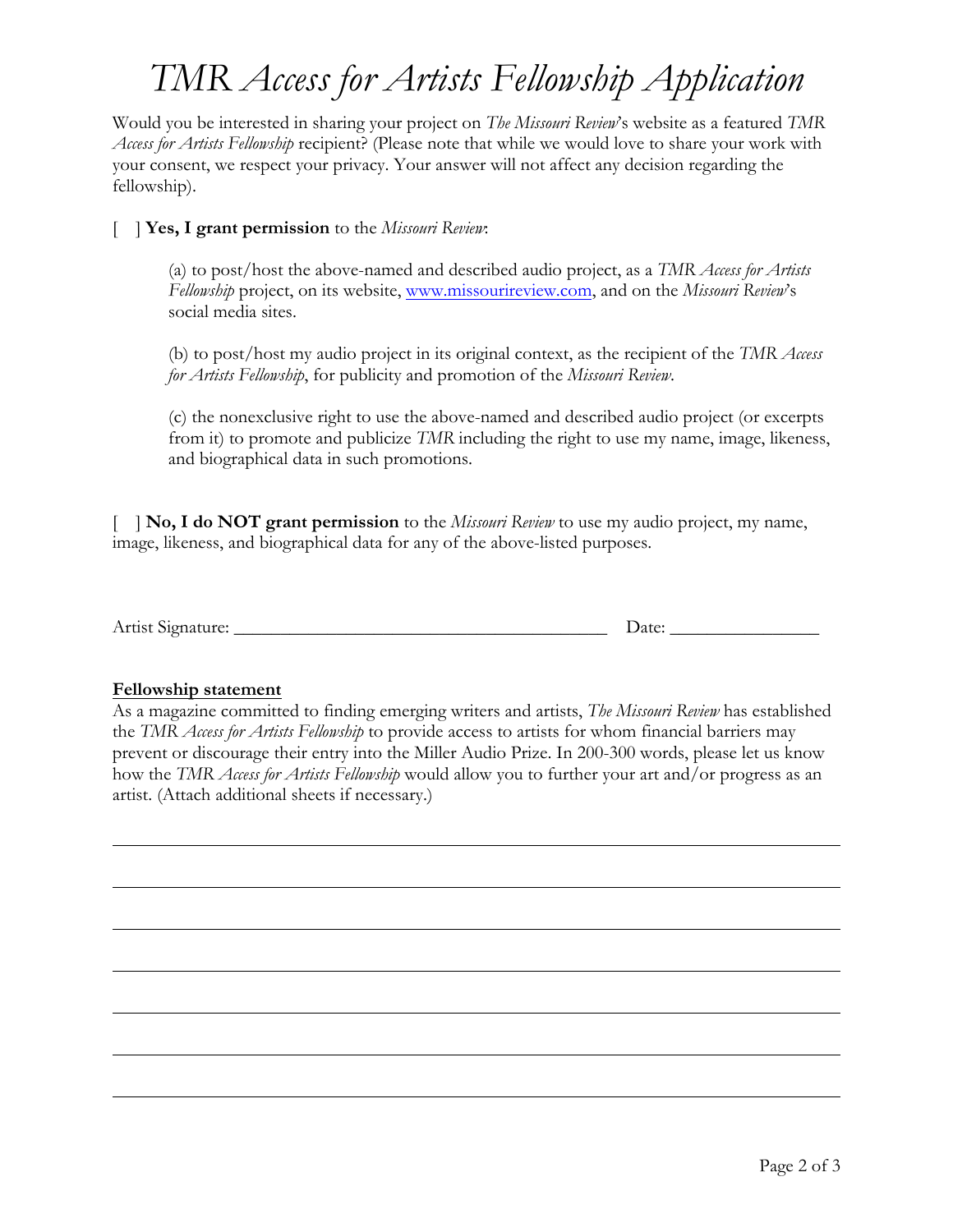# *TMR Access for Artists Fellowship Application*

Would you be interested in sharing your project on *The Missouri Review*'s website as a featured *TMR Access for Artists Fellowship* recipient? (Please note that while we would love to share your work with your consent, we respect your privacy. Your answer will not affect any decision regarding the fellowship).

[ ] **Yes, I grant permission** to the *Missouri Review*:

> (a) to post/host the above-named and described audio project, as a *TMR Access for Artists Fellowship* project, on its website, www.missourireview.com, and on the *Missouri Review*'s social media sites.
>
> (b) to post/host my audio project in its original context, as the recipient of the *TMR Access for Artists Fellowship*, for publicity and promotion of the *Missouri Review*.
>
> (c) the nonexclusive right to use the above-named and described audio project (or excerpts from it) to promote and publicize *TMR* including the right to use my name, image, likeness, and biographical data in such promotions.

[ ] **No, I do NOT grant permission** to the *Missouri Review* to use my audio project, my name, image, likeness, and biographical data for any of the above-listed purposes.

Artist Signature: ________________________________________ Date: ________________

**Fellowship statement**

As a magazine committed to finding emerging writers and artists, *The Missouri Review* has established the *TMR Access for Artists Fellowship* to provide access to artists for whom financial barriers may prevent or discourage their entry into the Miller Audio Prize. In 200-300 words, please let us know how the *TMR Access for Artists Fellowship* would allow you to further your art and/or progress as an artist. (Attach additional sheets if necessary.)

________________________________________________________________________________

________________________________________________________________________________

________________________________________________________________________________

________________________________________________________________________________

________________________________________________________________________________

________________________________________________________________________________

________________________________________________________________________________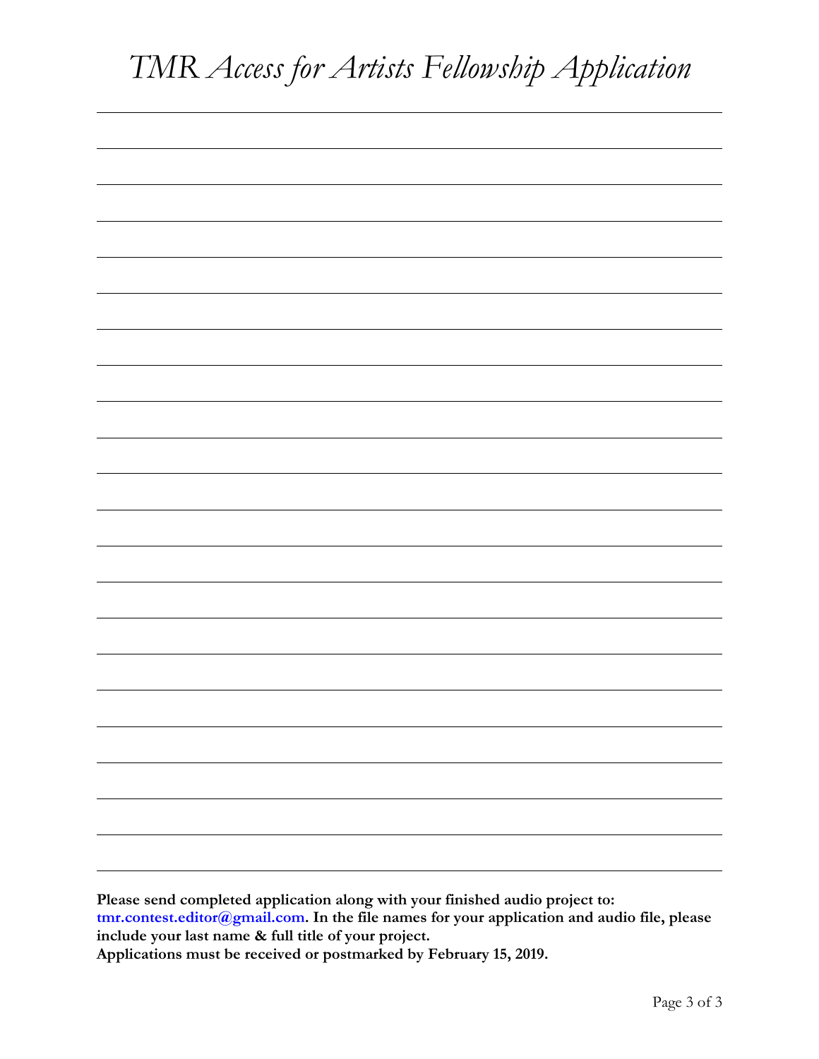# TMR *Access for Artists Fellowship Application*

**Please send completed application along with your finished audio project to: tmr.contest.editor@gmail.com. In the file names for your application and audio file, please include your last name & full title of your project.**

**Applications must be received or postmarked by February 15, 2019.**